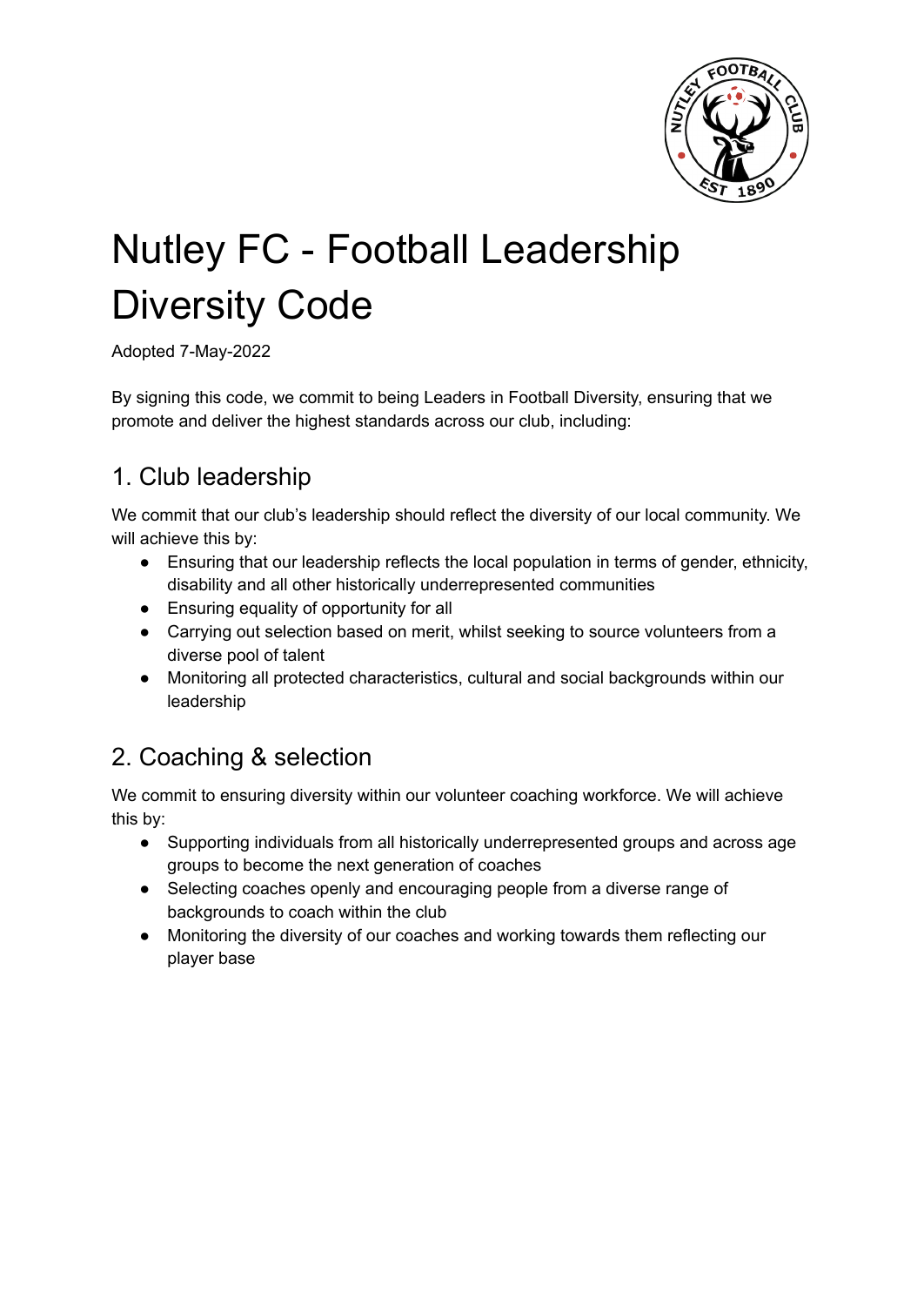# Nutley FC - Football Leadership Diversity Code

Adopted 7-May-2022

By signing this code, we commit to being Leaders in Football Diversity, ensuring that we promote and deliver the highest standards across our club, including:

## 1. Club leadership

We commit that our club's leadership should reflect the diversity of our local community. We will achieve this by:

- Ensuring that our leadership reflects the local population in terms of gender, ethnicity, disability and all other historically underrepresented communities
- Ensuring equality of opportunity for all
- Carrying out selection based on merit, whilst seeking to source volunteers from a diverse pool of talent
- Monitoring all protected characteristics, cultural and social backgrounds within our leadership

## 2. Coaching & selection

We commit to ensuring diversity within our volunteer coaching workforce. We will achieve this by:

- Supporting individuals from all historically underrepresented groups and across age groups to become the next generation of coaches
- Selecting coaches openly and encouraging people from a diverse range of backgrounds to coach within the club
- Monitoring the diversity of our coaches and working towards them reflecting our player base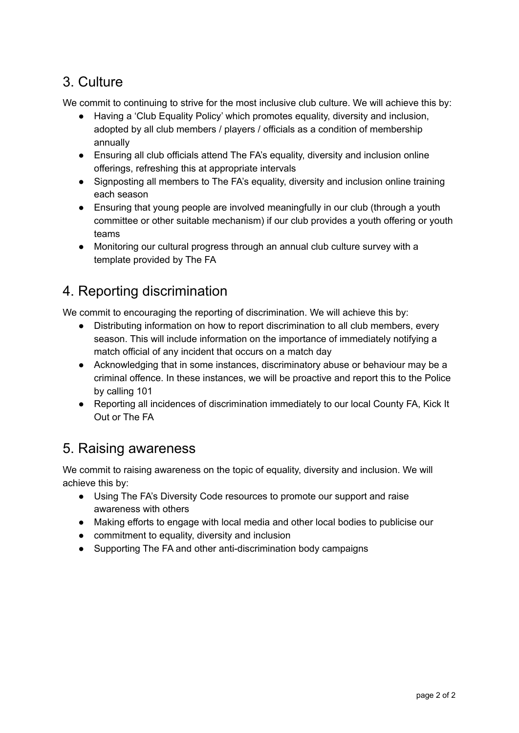## 3. Culture

We commit to continuing to strive for the most inclusive club culture. We will achieve this by:

- Having a 'Club Equality Policy' which promotes equality, diversity and inclusion, adopted by all club members / players / officials as a condition of membership annually
- Ensuring all club officials attend The FA's equality, diversity and inclusion online offerings, refreshing this at appropriate intervals
- Signposting all members to The FA's equality, diversity and inclusion online training each season
- Ensuring that young people are involved meaningfully in our club (through a youth committee or other suitable mechanism) if our club provides a youth offering or youth teams
- Monitoring our cultural progress through an annual club culture survey with a template provided by The FA

## 4. Reporting discrimination

We commit to encouraging the reporting of discrimination. We will achieve this by:

- Distributing information on how to report discrimination to all club members, every season. This will include information on the importance of immediately notifying a match official of any incident that occurs on a match day
- Acknowledging that in some instances, discriminatory abuse or behaviour may be a criminal offence. In these instances, we will be proactive and report this to the Police by calling 101
- Reporting all incidences of discrimination immediately to our local County FA, Kick It Out or The FA

## 5. Raising awareness

We commit to raising awareness on the topic of equality, diversity and inclusion. We will achieve this by:

- Using The FA's Diversity Code resources to promote our support and raise awareness with others
- Making efforts to engage with local media and other local bodies to publicise our
- commitment to equality, diversity and inclusion
- Supporting The FA and other anti-discrimination body campaigns